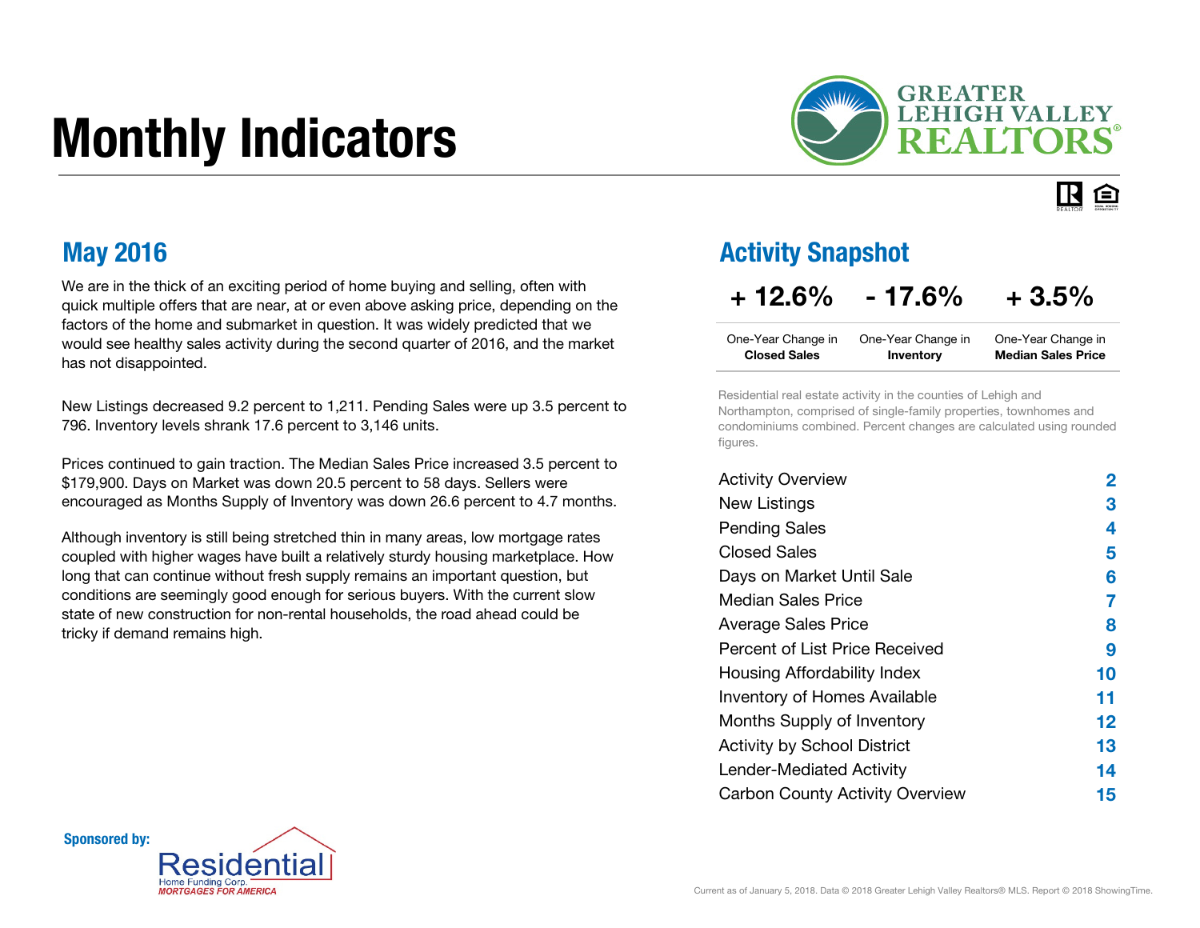# Monthly Indicators

GREATER LEHIGH VALLEY REALTORS®

## May 2016

We are in the thick of an exciting period of home buying and selling, often with quick multiple offers that are near, at or even above asking price, depending on the factors of the home and submarket in question. It was widely predicted that we would see healthy sales activity during the second quarter of 2016, and the market has not disappointed.

New Listings decreased 9.2 percent to 1,211. Pending Sales were up 3.5 percent to 796. Inventory levels shrank 17.6 percent to 3,146 units.

Prices continued to gain traction. The Median Sales Price increased 3.5 percent to $179,900. Days on Market was down 20.5 percent to 58 days. Sellers were encouraged as Months Supply of Inventory was down 26.6 percent to 4.7 months.

Although inventory is still being stretched thin in many areas, low mortgage rates coupled with higher wages have built a relatively sturdy housing marketplace. How long that can continue without fresh supply remains an important question, but conditions are seemingly good enough for serious buyers. With the current slow state of new construction for non-rental households, the road ahead could be tricky if demand remains high.

## Activity Snapshot

| + 12.6% | - 17.6% | + 3.5% |
|---|---|---|
| One-Year Change in **Closed Sales** | One-Year Change in **Inventory** | One-Year Change in **Median Sales Price** |

Residential real estate activity in the counties of Lehigh and Northampton, comprised of single-family properties, townhomes and condominiums combined. Percent changes are calculated using rounded figures.

| | |
|---|---|
| Activity Overview | 2 |
| New Listings | 3 |
| Pending Sales | 4 |
| Closed Sales | 5 |
| Days on Market Until Sale | 6 |
| Median Sales Price | 7 |
| Average Sales Price | 8 |
| Percent of List Price Received | 9 |
| Housing Affordability Index | 10 |
| Inventory of Homes Available | 11 |
| Months Supply of Inventory | 12 |
| Activity by School District | 13 |
| Lender-Mediated Activity | 14 |
| Carbon County Activity Overview | 15 |

**Sponsored by:** Residential Home Funding Corp. *MORTGAGES FOR AMERICA*

Current as of January 5, 2018. Data © 2018 Greater Lehigh Valley Realtors® MLS. Report © 2018 ShowingTime.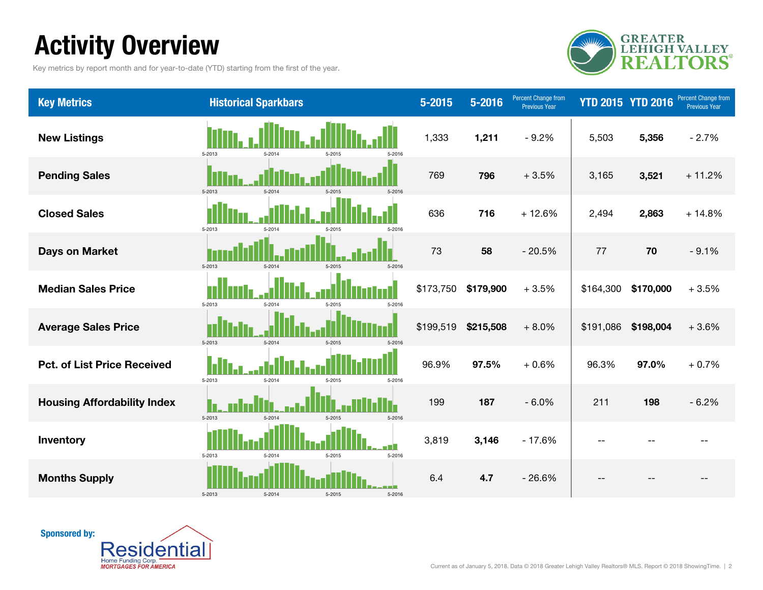# Activity Overview

Key metrics by report month and for year-to-date (YTD) starting from the first of the year.

GREATER LEHIGH VALLEY REALTORS®

| Key Metrics | Historical Sparkbars | 5-2015 | 5-2016 | Percent Change from Previous Year | YTD 2015 | YTD 2016 | Percent Change from Previous Year |
|---|---|---|---|---|---|---|---|
| New Listings | 5-2013 5-2014 5-2015 5-2016 | 1,333 | **1,211** | - 9.2% | 5,503 | **5,356** | - 2.7% |
| Pending Sales | 5-2013 5-2014 5-2015 5-2016 | 769 | **796** | + 3.5% | 3,165 | **3,521** | + 11.2% |
| Closed Sales | 5-2013 5-2014 5-2015 5-2016 | 636 | **716** | + 12.6% | 2,494 | **2,863** | + 14.8% |
| Days on Market | 5-2013 5-2014 5-2015 5-2016 | 73 | **58** | - 20.5% | 77 | **70** | - 9.1% |
| Median Sales Price | 5-2013 5-2014 5-2015 5-2016 | $173,750 | **$179,900** | + 3.5% | $164,300 | **$170,000** | + 3.5% |
| Average Sales Price | 5-2013 5-2014 5-2015 5-2016 | $199,519 | **$215,508** | + 8.0% | $191,086 | **$198,004** | + 3.6% |
| Pct. of List Price Received | 5-2013 5-2014 5-2015 5-2016 | 96.9% | **97.5%** | + 0.6% | 96.3% | **97.0%** | + 0.7% |
| Housing Affordability Index | 5-2013 5-2014 5-2015 5-2016 | 199 | **187** | - 6.0% | 211 | **198** | - 6.2% |
| Inventory | 5-2013 5-2014 5-2015 5-2016 | 3,819 | **3,146** | - 17.6% | -- | -- | -- |
| Months Supply | 5-2013 5-2014 5-2015 5-2016 | 6.4 | **4.7** | - 26.6% | -- | -- | -- |

**Sponsored by:**

Residential Home Funding Corp. *MORTGAGES FOR AMERICA*

Current as of January 5, 2018. Data © 2018 Greater Lehigh Valley Realtors® MLS. Report © 2018 ShowingTime.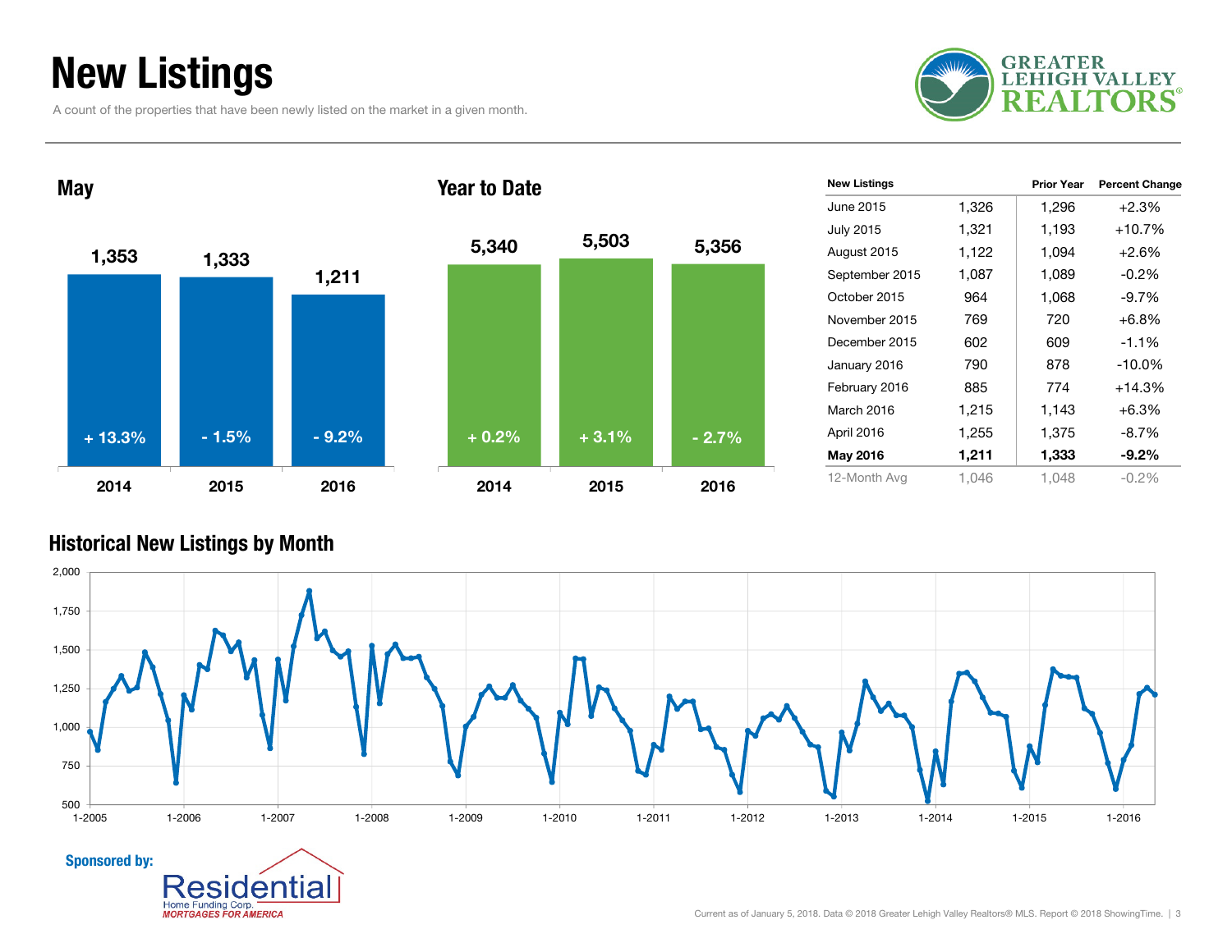# New Listings

A count of the properties that have been newly listed on the market in a given month.

GREATER LEHIGH VALLEY REALTORS®

## May

| | 2014 | 2015 | 2016 |
|---|---|---|---|
| New Listings | 1,353 | 1,333 | 1,211 |
| Change | + 13.3% | - 1.5% | - 9.2% |

## Year to Date

| | 2014 | 2015 | 2016 |
|---|---|---|---|
| New Listings | 5,340 | 5,503 | 5,356 |
| Change | + 0.2% | + 3.1% | - 2.7% |

| New Listings | | Prior Year | Percent Change |
|---|---|---|---|
| June 2015 | 1,326 | 1,296 | +2.3% |
| July 2015 | 1,321 | 1,193 | +10.7% |
| August 2015 | 1,122 | 1,094 | +2.6% |
| September 2015 | 1,087 | 1,089 | -0.2% |
| October 2015 | 964 | 1,068 | -9.7% |
| November 2015 | 769 | 720 | +6.8% |
| December 2015 | 602 | 609 | -1.1% |
| January 2016 | 790 | 878 | -10.0% |
| February 2016 | 885 | 774 | +14.3% |
| March 2016 | 1,215 | 1,143 | +6.3% |
| April 2016 | 1,255 | 1,375 | -8.7% |
| **May 2016** | **1,211** | **1,333** | **-9.2%** |
| 12-Month Avg | 1,046 | 1,048 | -0.2% |

## Historical New Listings by Month

Sponsored by: Residential Home Funding Corp. MORTGAGES FOR AMERICA

Current as of January 5, 2018. Data © 2018 Greater Lehigh Valley Realtors® MLS. Report © 2018 ShowingTime.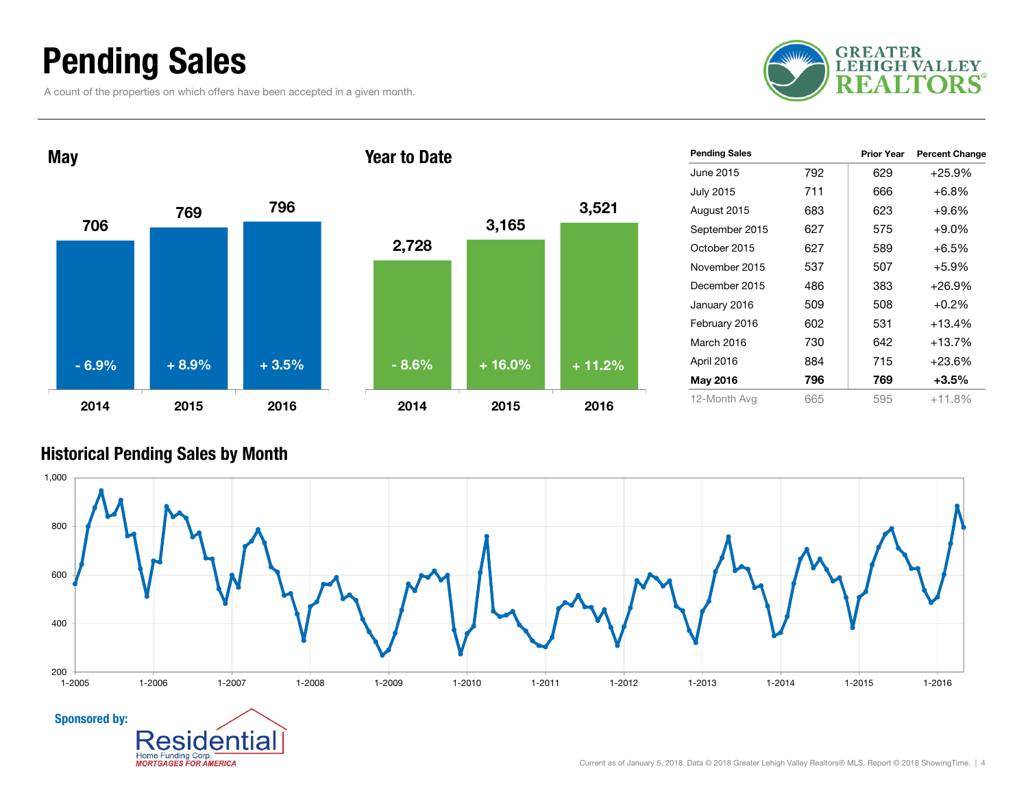# Pending Sales

A count of the properties on which offers have been accepted in a given month.

## May

| Year | Pending Sales | Change |
|---|---|---|
| 2014 | 706 | - 6.9% |
| 2015 | 769 | + 8.9% |
| 2016 | 796 | + 3.5% |

## Year to Date

| Year | Pending Sales | Change |
|---|---|---|
| 2014 | 2,728 | - 8.6% |
| 2015 | 3,165 | + 16.0% |
| 2016 | 3,521 | + 11.2% |

| Pending Sales | | Prior Year | Percent Change |
|---|---|---|---|
| June 2015 | 792 | 629 | +25.9% |
| July 2015 | 711 | 666 | +6.8% |
| August 2015 | 683 | 623 | +9.6% |
| September 2015 | 627 | 575 | +9.0% |
| October 2015 | 627 | 589 | +6.5% |
| November 2015 | 537 | 507 | +5.9% |
| December 2015 | 486 | 383 | +26.9% |
| January 2016 | 509 | 508 | +0.2% |
| February 2016 | 602 | 531 | +13.4% |
| March 2016 | 730 | 642 | +13.7% |
| April 2016 | 884 | 715 | +23.6% |
| **May 2016** | **796** | **769** | **+3.5%** |
| 12-Month Avg | 665 | 595 | +11.8% |

## Historical Pending Sales by Month

Sponsored by:

Current as of January 5, 2018. Data © 2018 Greater Lehigh Valley Realtors® MLS. Report © 2018 ShowingTime.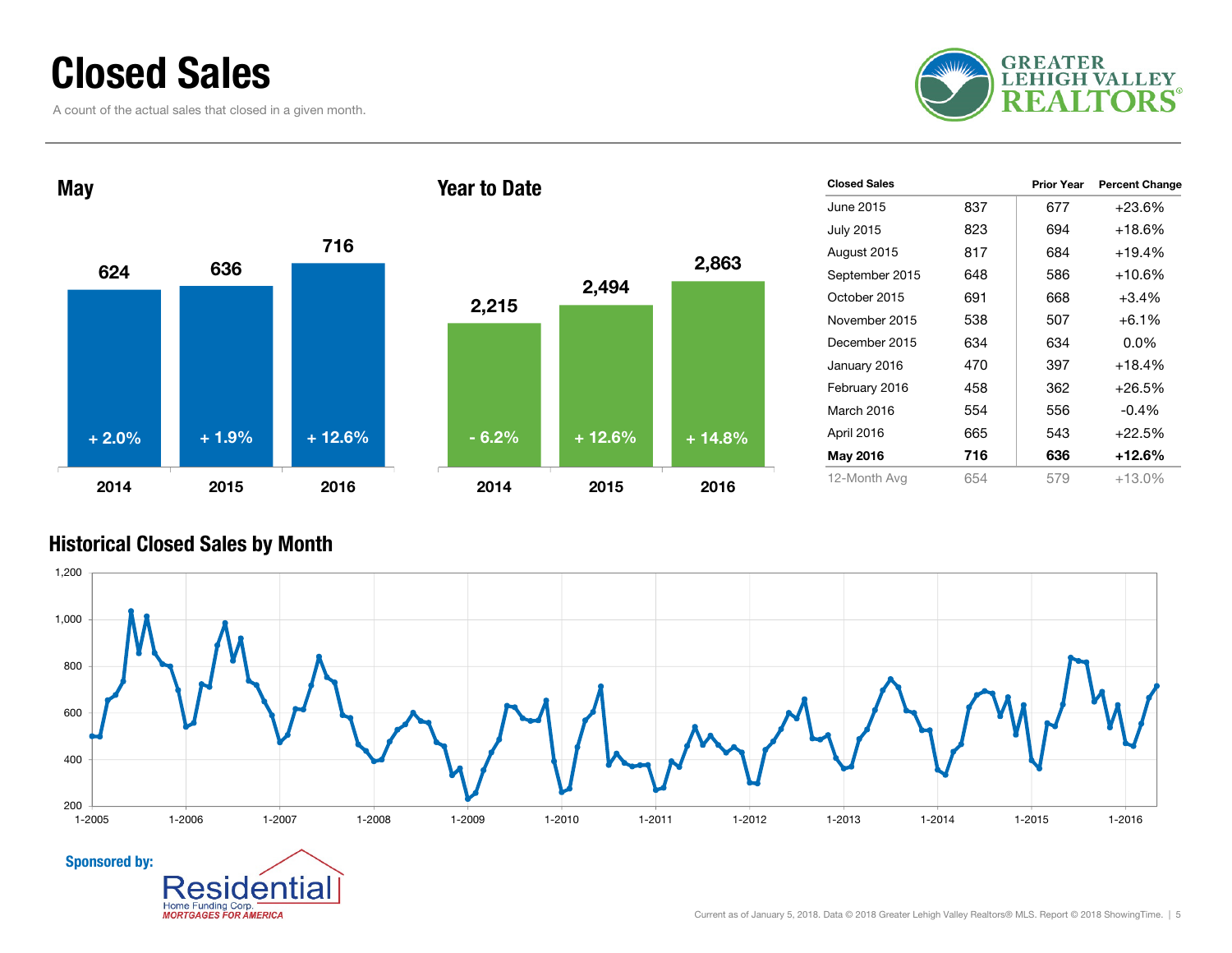# Closed Sales

A count of the actual sales that closed in a given month.

## May

| Year | Closed Sales | Change |
|---|---|---|
| 2014 | 624 | + 2.0% |
| 2015 | 636 | + 1.9% |
| 2016 | 716 | + 12.6% |

## Year to Date

| Year | Closed Sales | Change |
|---|---|---|
| 2014 | 2,215 | - 6.2% |
| 2015 | 2,494 | + 12.6% |
| 2016 | 2,863 | + 14.8% |

| Closed Sales | | Prior Year | Percent Change |
|---|---|---|---|
| June 2015 | 837 | 677 | +23.6% |
| July 2015 | 823 | 694 | +18.6% |
| August 2015 | 817 | 684 | +19.4% |
| September 2015 | 648 | 586 | +10.6% |
| October 2015 | 691 | 668 | +3.4% |
| November 2015 | 538 | 507 | +6.1% |
| December 2015 | 634 | 634 | 0.0% |
| January 2016 | 470 | 397 | +18.4% |
| February 2016 | 458 | 362 | +26.5% |
| March 2016 | 554 | 556 | -0.4% |
| April 2016 | 665 | 543 | +22.5% |
| **May 2016** | **716** | **636** | **+12.6%** |
| 12-Month Avg | 654 | 579 | +13.0% |

## Historical Closed Sales by Month

Sponsored by: Residential Home Funding Corp. *MORTGAGES FOR AMERICA*

Current as of January 5, 2018. Data © 2018 Greater Lehigh Valley Realtors® MLS. Report © 2018 ShowingTime.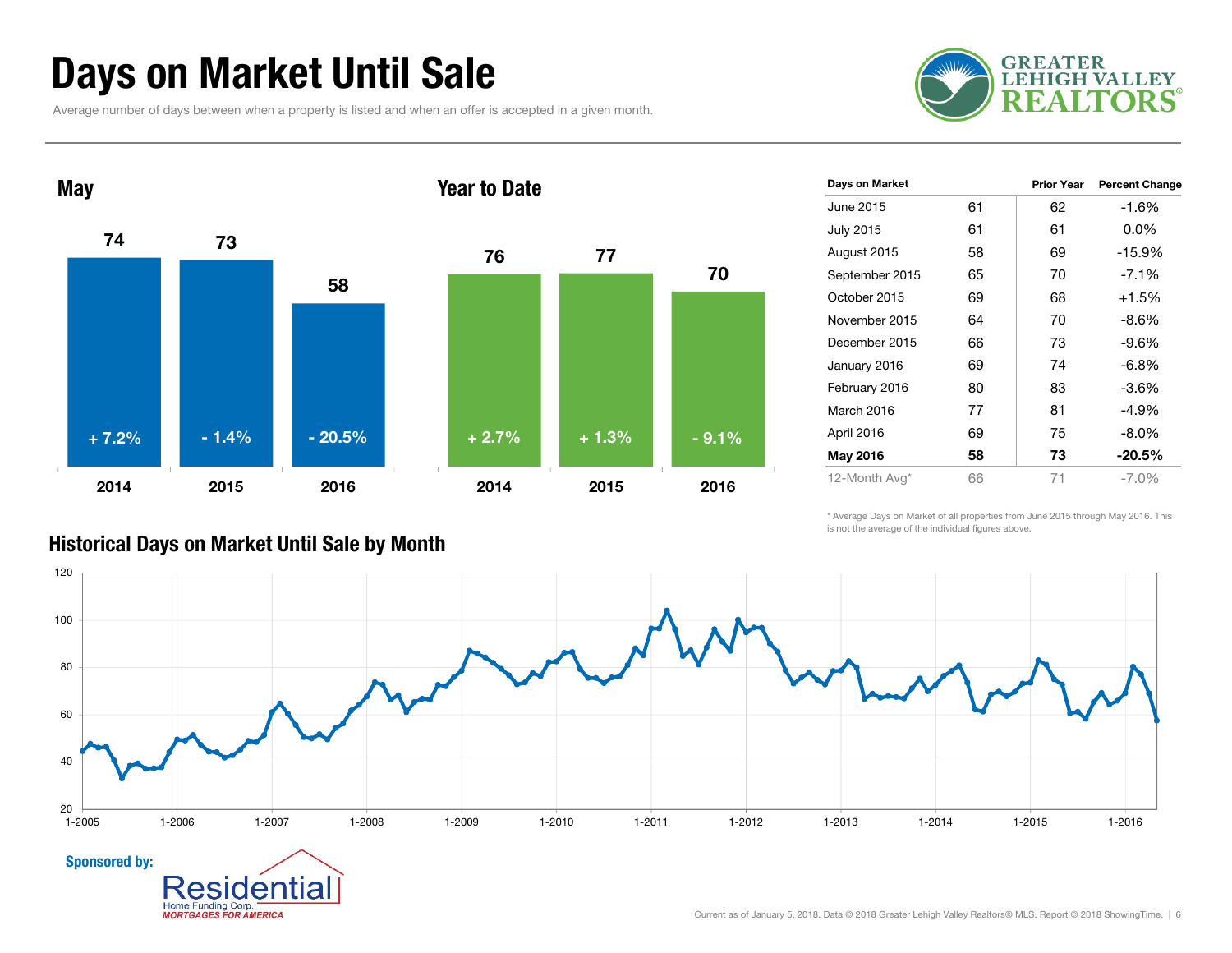# Days on Market Until Sale

Average number of days between when a property is listed and when an offer is accepted in a given month.

GREATER LEHIGH VALLEY REALTORS®

## May

| | 2014 | 2015 | 2016 |
|---|---|---|---|
| Days | 74 | 73 | 58 |
| Change | + 7.2% | - 1.4% | - 20.5% |

## Year to Date

| | 2014 | 2015 | 2016 |
|---|---|---|---|
| Days | 76 | 77 | 70 |
| Change | + 2.7% | + 1.3% | - 9.1% |

| Days on Market | | Prior Year | Percent Change |
|---|---|---|---|
| June 2015 | 61 | 62 | -1.6% |
| July 2015 | 61 | 61 | 0.0% |
| August 2015 | 58 | 69 | -15.9% |
| September 2015 | 65 | 70 | -7.1% |
| October 2015 | 69 | 68 | +1.5% |
| November 2015 | 64 | 70 | -8.6% |
| December 2015 | 66 | 73 | -9.6% |
| January 2016 | 69 | 74 | -6.8% |
| February 2016 | 80 | 83 | -3.6% |
| March 2016 | 77 | 81 | -4.9% |
| April 2016 | 69 | 75 | -8.0% |
| **May 2016** | **58** | **73** | **-20.5%** |
| 12-Month Avg* | 66 | 71 | -7.0% |

* Average Days on Market of all properties from June 2015 through May 2016. This is not the average of the individual figures above.

## Historical Days on Market Until Sale by Month

Sponsored by: Residential Home Funding Corp. MORTGAGES FOR AMERICA

Current as of January 5, 2018. Data © 2018 Greater Lehigh Valley Realtors® MLS. Report © 2018 ShowingTime.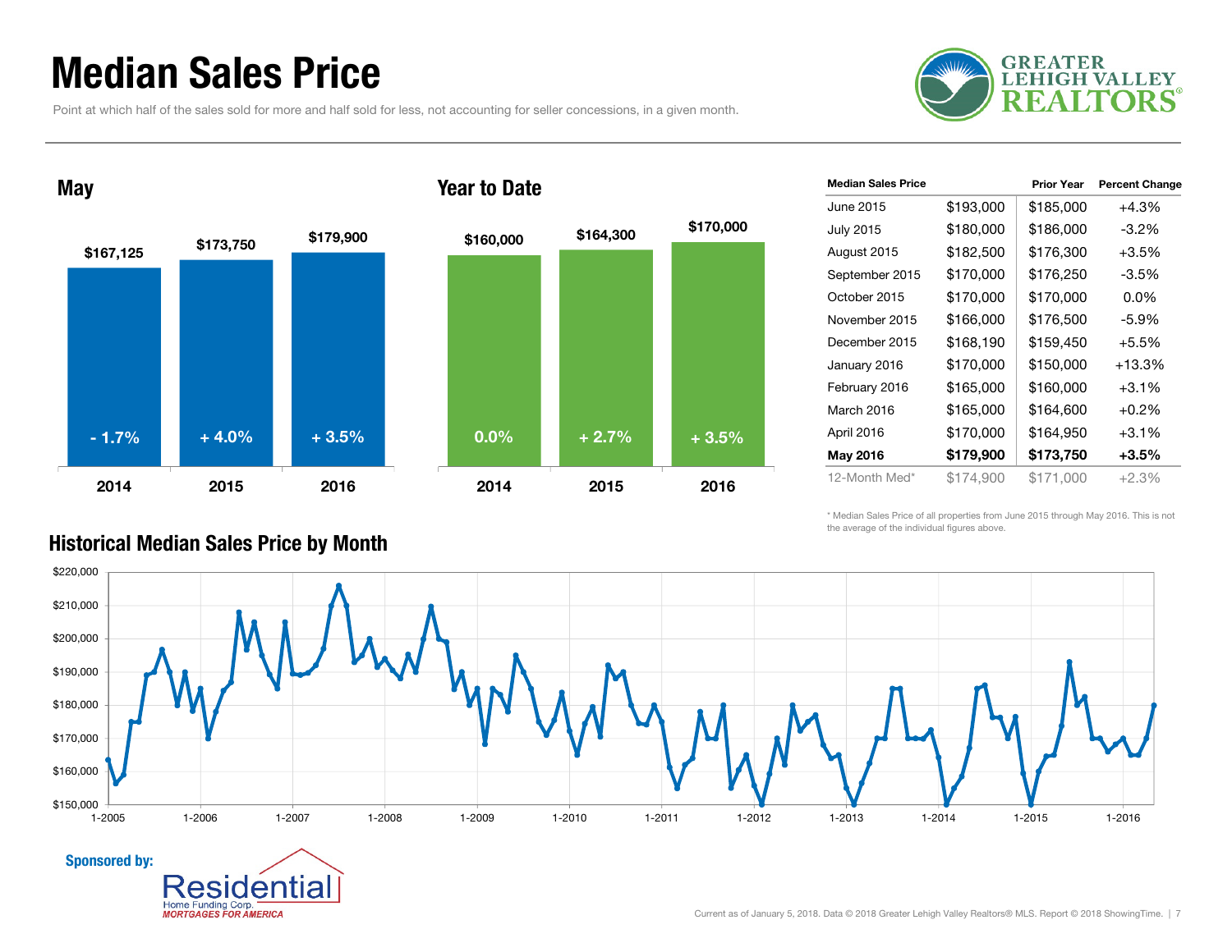# Median Sales Price

Point at which half of the sales sold for more and half sold for less, not accounting for seller concessions, in a given month.

## May

| | 2014 | 2015 | 2016 |
|---|---|---|---|
| Median Sales Price | $167,125 | $173,750 | $179,900 |
| Percent Change | - 1.7% | + 4.0% | + 3.5% |

## Year to Date

| | 2014 | 2015 | 2016 |
|---|---|---|---|
| Median Sales Price | $160,000 | $164,300 | $170,000 |
| Percent Change | 0.0% | + 2.7% | + 3.5% |

| Median Sales Price | | Prior Year | Percent Change |
|---|---|---|---|
| June 2015 | $193,000 | $185,000 | +4.3% |
| July 2015 | $180,000 | $186,000 | -3.2% |
| August 2015 | $182,500 | $176,300 | +3.5% |
| September 2015 | $170,000 | $176,250 | -3.5% |
| October 2015 | $170,000 | $170,000 | 0.0% |
| November 2015 | $166,000 | $176,500 | -5.9% |
| December 2015 | $168,190 | $159,450 | +5.5% |
| January 2016 | $170,000 | $150,000 | +13.3% |
| February 2016 | $165,000 | $160,000 | +3.1% |
| March 2016 | $165,000 | $164,600 | +0.2% |
| April 2016 | $170,000 | $164,950 | +3.1% |
| **May 2016** | **$179,900** | **$173,750** | **+3.5%** |
| 12-Month Med* | $174,900 | $171,000 | +2.3% |

\* Median Sales Price of all properties from June 2015 through May 2016. This is not the average of the individual figures above.

## Historical Median Sales Price by Month

Sponsored by: Residential Home Funding Corp. MORTGAGES FOR AMERICA

Current as of January 5, 2018. Data © 2018 Greater Lehigh Valley Realtors® MLS. Report © 2018 ShowingTime.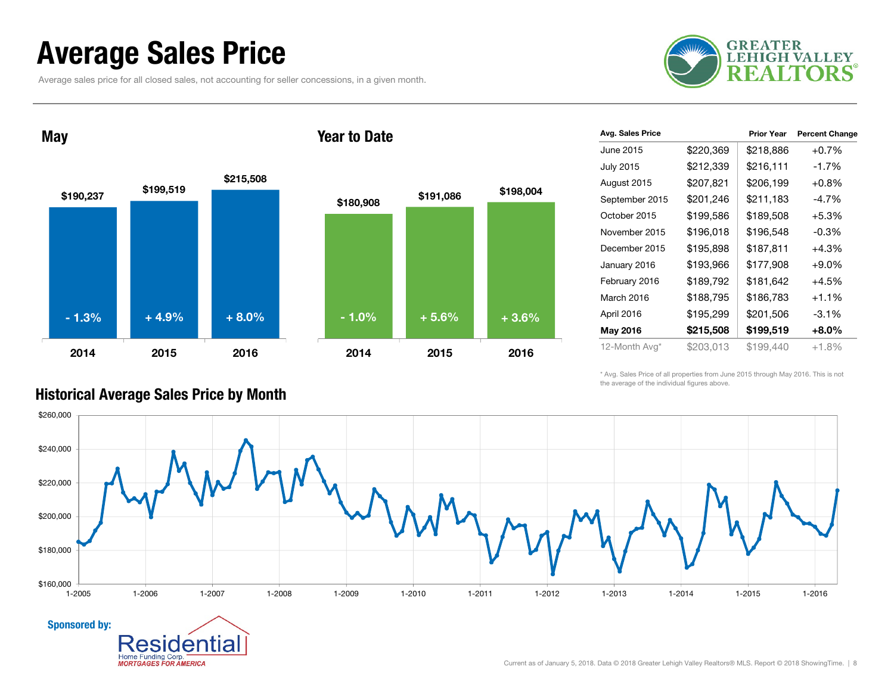# Average Sales Price

Average sales price for all closed sales, not accounting for seller concessions, in a given month.

GREATER LEHIGH VALLEY REALTORS®

## May

| Year | Avg. Sales Price | Change |
| --- | --- | --- |
| 2014 | $190,237 | - 1.3% |
| 2015 | $199,519 | + 4.9% |
| 2016 | $215,508 | + 8.0% |

## Year to Date

| Year | Avg. Sales Price | Change |
| --- | --- | --- |
| 2014 | $180,908 | - 1.0% |
| 2015 | $191,086 | + 5.6% |
| 2016 | $198,004 | + 3.6% |

| Avg. Sales Price | | Prior Year | Percent Change |
| --- | --- | --- | --- |
| June 2015 | $220,369 | $218,886 | +0.7% |
| July 2015 | $212,339 | $216,111 | -1.7% |
| August 2015 | $207,821 | $206,199 | +0.8% |
| September 2015 | $201,246 | $211,183 | -4.7% |
| October 2015 | $199,586 | $189,508 | +5.3% |
| November 2015 | $196,018 | $196,548 | -0.3% |
| December 2015 | $195,898 | $187,811 | +4.3% |
| January 2016 | $193,966 | $177,908 | +9.0% |
| February 2016 | $189,792 | $181,642 | +4.5% |
| March 2016 | $188,795 | $186,783 | +1.1% |
| April 2016 | $195,299 | $201,506 | -3.1% |
| **May 2016** | **$215,508** | **$199,519** | **+8.0%** |
| 12-Month Avg* | $203,013 | $199,440 | +1.8% |

\* Avg. Sales Price of all properties from June 2015 through May 2016. This is not the average of the individual figures above.

## Historical Average Sales Price by Month

Sponsored by: Residential Home Funding Corp. MORTGAGES FOR AMERICA

Current as of January 5, 2018. Data © 2018 Greater Lehigh Valley Realtors® MLS. Report © 2018 ShowingTime.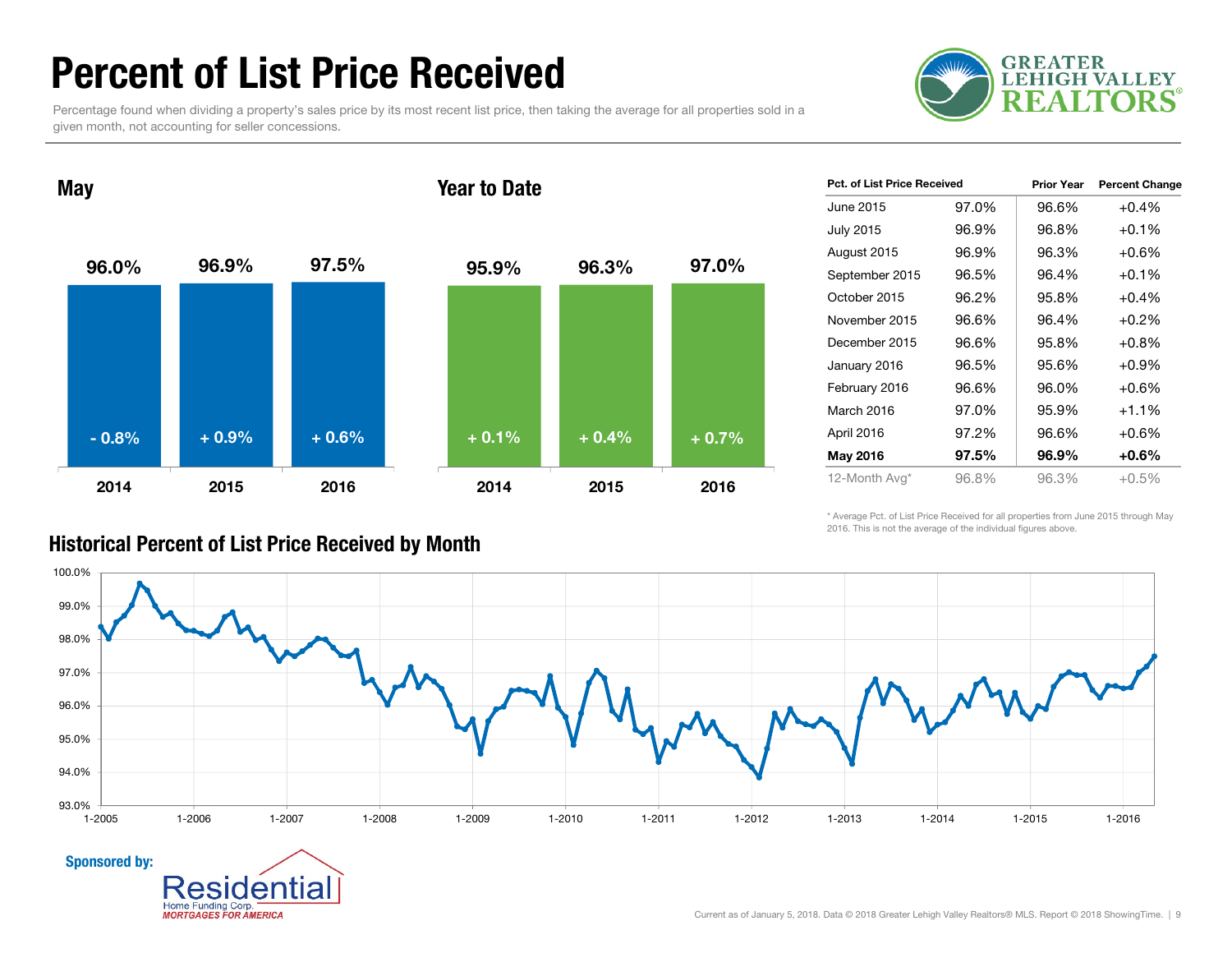# Percent of List Price Received

Percentage found when dividing a property's sales price by its most recent list price, then taking the average for all properties sold in a given month, not accounting for seller concessions.

GREATER LEHIGH VALLEY REALTORS®

## May

| Year | Value | Change |
|---|---|---|
| 2014 | 96.0% | - 0.8% |
| 2015 | 96.9% | + 0.9% |
| 2016 | 97.5% | + 0.6% |

## Year to Date

| Year | Value | Change |
|---|---|---|
| 2014 | 95.9% | + 0.1% |
| 2015 | 96.3% | + 0.4% |
| 2016 | 97.0% | + 0.7% |

| Pct. of List Price Received | | Prior Year | Percent Change |
|---|---|---|---|
| June 2015 | 97.0% | 96.6% | +0.4% |
| July 2015 | 96.9% | 96.8% | +0.1% |
| August 2015 | 96.9% | 96.3% | +0.6% |
| September 2015 | 96.5% | 96.4% | +0.1% |
| October 2015 | 96.2% | 95.8% | +0.4% |
| November 2015 | 96.6% | 96.4% | +0.2% |
| December 2015 | 96.6% | 95.8% | +0.8% |
| January 2016 | 96.5% | 95.6% | +0.9% |
| February 2016 | 96.6% | 96.0% | +0.6% |
| March 2016 | 97.0% | 95.9% | +1.1% |
| April 2016 | 97.2% | 96.6% | +0.6% |
| **May 2016** | **97.5%** | **96.9%** | **+0.6%** |
| 12-Month Avg* | 96.8% | 96.3% | +0.5% |

\* Average Pct. of List Price Received for all properties from June 2015 through May 2016. This is not the average of the individual figures above.

## Historical Percent of List Price Received by Month

Sponsored by: Residential Home Funding Corp. MORTGAGES FOR AMERICA

Current as of January 5, 2018. Data © 2018 Greater Lehigh Valley Realtors® MLS. Report © 2018 ShowingTime.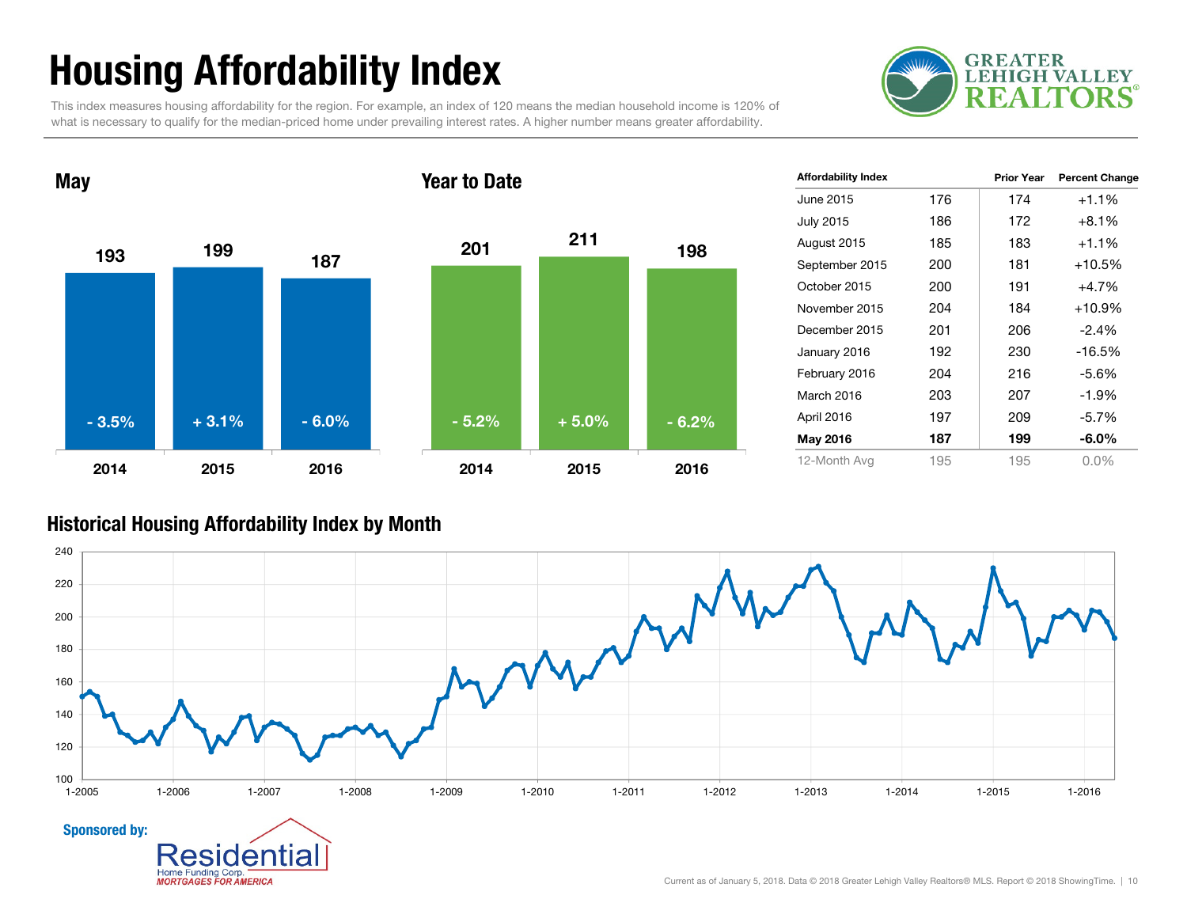# Housing Affordability Index

This index measures housing affordability for the region. For example, an index of 120 means the median household income is 120% of what is necessary to qualify for the median-priced home under prevailing interest rates. A higher number means greater affordability.

GREATER LEHIGH VALLEY REALTORS®

## May

| | 2014 | 2015 | 2016 |
|---|---|---|---|
| Index | 193 | 199 | 187 |
| Change | - 3.5% | + 3.1% | - 6.0% |

## Year to Date

| | 2014 | 2015 | 2016 |
|---|---|---|---|
| Index | 201 | 211 | 198 |
| Change | - 5.2% | + 5.0% | - 6.2% |

| Affordability Index | | Prior Year | Percent Change |
|---|---|---|---|
| June 2015 | 176 | 174 | +1.1% |
| July 2015 | 186 | 172 | +8.1% |
| August 2015 | 185 | 183 | +1.1% |
| September 2015 | 200 | 181 | +10.5% |
| October 2015 | 200 | 191 | +4.7% |
| November 2015 | 204 | 184 | +10.9% |
| December 2015 | 201 | 206 | -2.4% |
| January 2016 | 192 | 230 | -16.5% |
| February 2016 | 204 | 216 | -5.6% |
| March 2016 | 203 | 207 | -1.9% |
| April 2016 | 197 | 209 | -5.7% |
| **May 2016** | **187** | **199** | **-6.0%** |
| 12-Month Avg | 195 | 195 | 0.0% |

## Historical Housing Affordability Index by Month

**Sponsored by:** Residential Home Funding Corp. *MORTGAGES FOR AMERICA*

Current as of January 5, 2018. Data © 2018 Greater Lehigh Valley Realtors® MLS. Report © 2018 ShowingTime.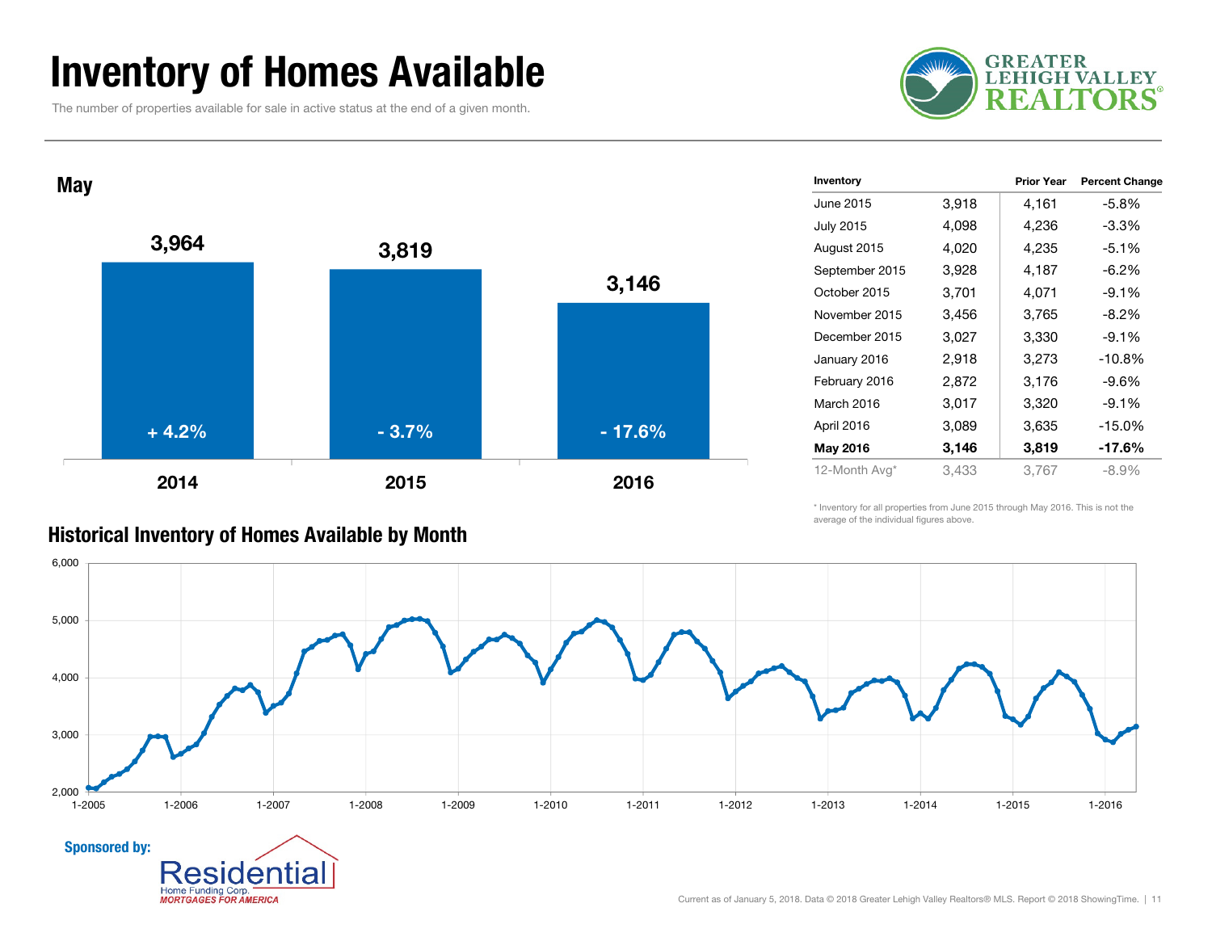# Inventory of Homes Available

The number of properties available for sale in active status at the end of a given month.

## May

| Year | Inventory | Percent Change |
|---|---|---|
| 2014 | 3,964 | + 4.2% |
| 2015 | 3,819 | - 3.7% |
| 2016 | 3,146 | - 17.6% |

| Inventory | | Prior Year | Percent Change |
|---|---|---|---|
| June 2015 | 3,918 | 4,161 | -5.8% |
| July 2015 | 4,098 | 4,236 | -3.3% |
| August 2015 | 4,020 | 4,235 | -5.1% |
| September 2015 | 3,928 | 4,187 | -6.2% |
| October 2015 | 3,701 | 4,071 | -9.1% |
| November 2015 | 3,456 | 3,765 | -8.2% |
| December 2015 | 3,027 | 3,330 | -9.1% |
| January 2016 | 2,918 | 3,273 | -10.8% |
| February 2016 | 2,872 | 3,176 | -9.6% |
| March 2016 | 3,017 | 3,320 | -9.1% |
| April 2016 | 3,089 | 3,635 | -15.0% |
| **May 2016** | **3,146** | **3,819** | **-17.6%** |
| 12-Month Avg* | 3,433 | 3,767 | -8.9% |

* Inventory for all properties from June 2015 through May 2016. This is not the average of the individual figures above.

## Historical Inventory of Homes Available by Month

Sponsored by: Residential Home Funding Corp. MORTGAGES FOR AMERICA

Current as of January 5, 2018. Data © 2018 Greater Lehigh Valley Realtors® MLS. Report © 2018 ShowingTime.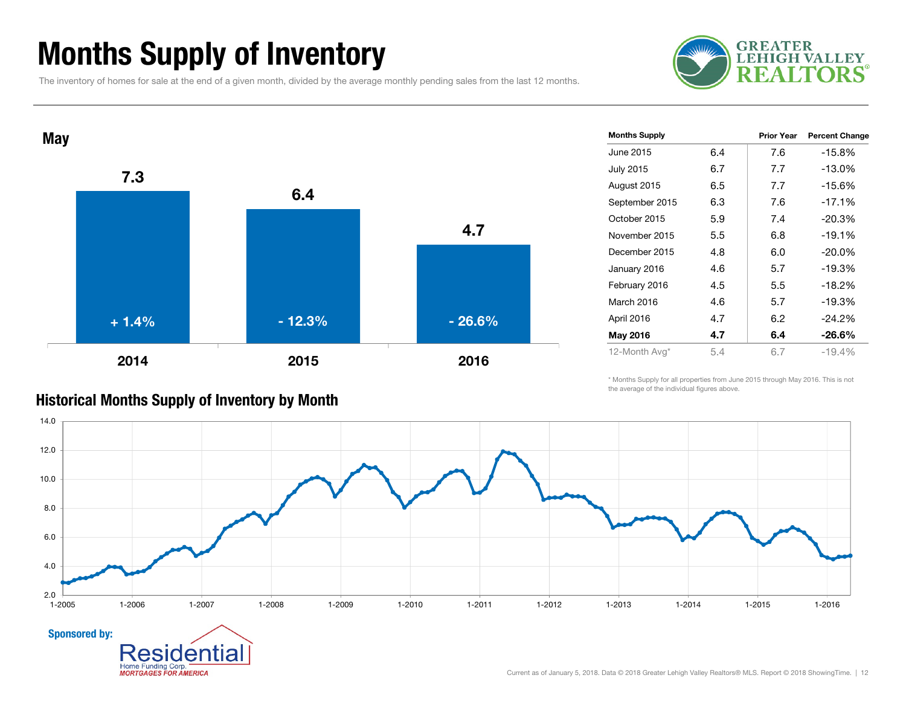# Months Supply of Inventory

The inventory of homes for sale at the end of a given month, divided by the average monthly pending sales from the last 12 months.

## May

| Year | Months Supply | Change |
|---|---|---|
| 2014 | 7.3 | + 1.4% |
| 2015 | 6.4 | - 12.3% |
| 2016 | 4.7 | - 26.6% |

| Months Supply | | Prior Year | Percent Change |
|---|---|---|---|
| June 2015 | 6.4 | 7.6 | -15.8% |
| July 2015 | 6.7 | 7.7 | -13.0% |
| August 2015 | 6.5 | 7.7 | -15.6% |
| September 2015 | 6.3 | 7.6 | -17.1% |
| October 2015 | 5.9 | 7.4 | -20.3% |
| November 2015 | 5.5 | 6.8 | -19.1% |
| December 2015 | 4.8 | 6.0 | -20.0% |
| January 2016 | 4.6 | 5.7 | -19.3% |
| February 2016 | 4.5 | 5.5 | -18.2% |
| March 2016 | 4.6 | 5.7 | -19.3% |
| April 2016 | 4.7 | 6.2 | -24.2% |
| **May 2016** | **4.7** | **6.4** | **-26.6%** |
| 12-Month Avg* | 5.4 | 6.7 | -19.4% |

\* Months Supply for all properties from June 2015 through May 2016. This is not the average of the individual figures above.

## Historical Months Supply of Inventory by Month

**Sponsored by:** Residential Home Funding Corp. *MORTGAGES FOR AMERICA*

Current as of January 5, 2018. Data © 2018 Greater Lehigh Valley Realtors® MLS. Report © 2018 ShowingTime.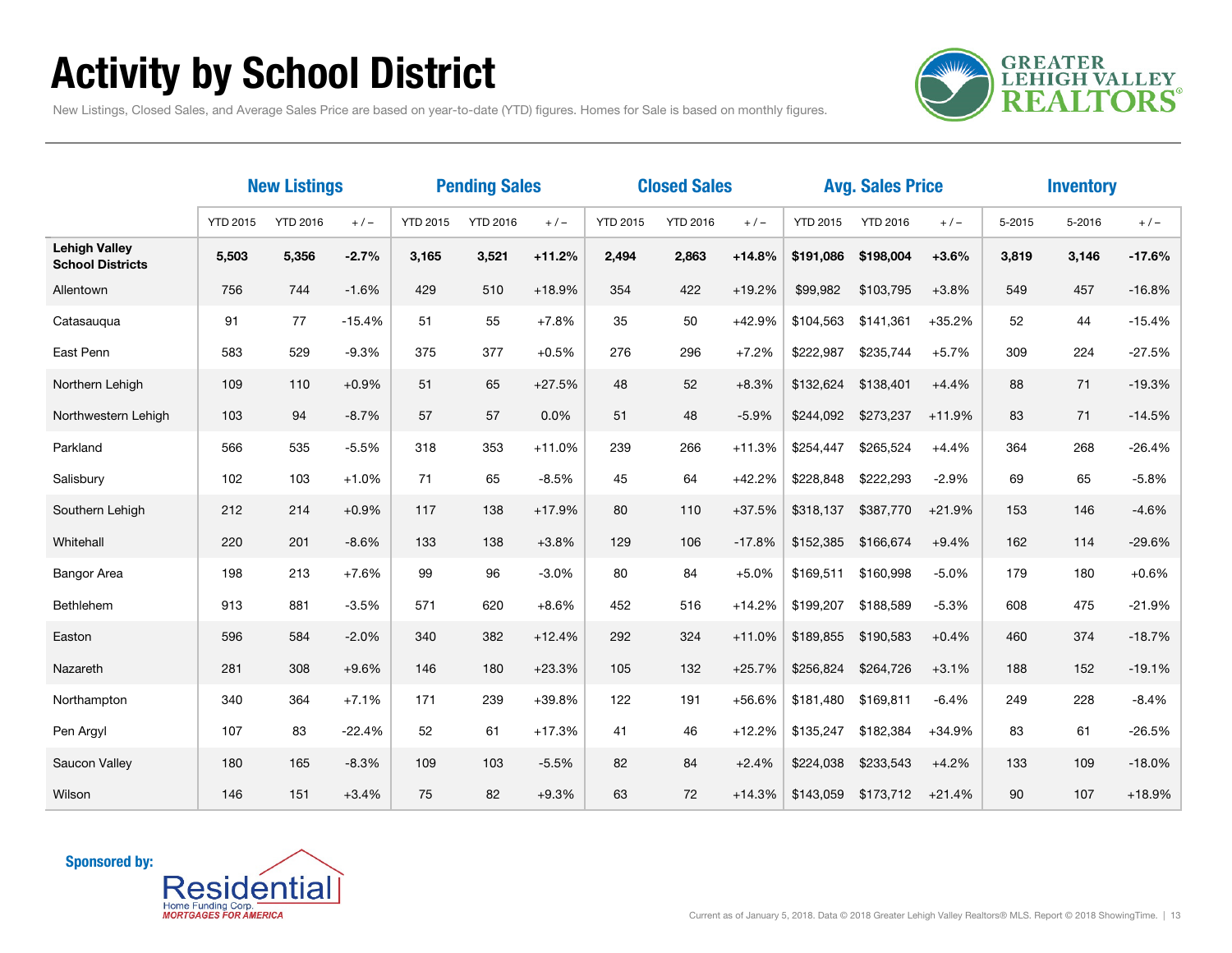# Activity by School District

New Listings, Closed Sales, and Average Sales Price are based on year-to-date (YTD) figures. Homes for Sale is based on monthly figures.

| | New Listings | | | Pending Sales | | | Closed Sales | | | Avg. Sales Price | | | Inventory | | |
|---|---|---|---|---|---|---|---|---|---|---|---|---|---|---|---|
| | YTD 2015 | YTD 2016 | + / – | YTD 2015 | YTD 2016 | + / – | YTD 2015 | YTD 2016 | + / – | YTD 2015 | YTD 2016 | + / – | 5-2015 | 5-2016 | + / – |
| **Lehigh Valley School Districts** | **5,503** | **5,356** | **-2.7%** | **3,165** | **3,521** | **+11.2%** | **2,494** | **2,863** | **+14.8%** | **$191,086** | **$198,004** | **+3.6%** | **3,819** | **3,146** | **-17.6%** |
| Allentown | 756 | 744 | -1.6% | 429 | 510 | +18.9% | 354 | 422 | +19.2% | $99,982 | $103,795 | +3.8% | 549 | 457 | -16.8% |
| Catasauqua | 91 | 77 | -15.4% | 51 | 55 | +7.8% | 35 | 50 | +42.9% | $104,563 | $141,361 | +35.2% | 52 | 44 | -15.4% |
| East Penn | 583 | 529 | -9.3% | 375 | 377 | +0.5% | 276 | 296 | +7.2% | $222,987 | $235,744 | +5.7% | 309 | 224 | -27.5% |
| Northern Lehigh | 109 | 110 | +0.9% | 51 | 65 | +27.5% | 48 | 52 | +8.3% | $132,624 | $138,401 | +4.4% | 88 | 71 | -19.3% |
| Northwestern Lehigh | 103 | 94 | -8.7% | 57 | 57 | 0.0% | 51 | 48 | -5.9% | $244,092 | $273,237 | +11.9% | 83 | 71 | -14.5% |
| Parkland | 566 | 535 | -5.5% | 318 | 353 | +11.0% | 239 | 266 | +11.3% | $254,447 | $265,524 | +4.4% | 364 | 268 | -26.4% |
| Salisbury | 102 | 103 | +1.0% | 71 | 65 | -8.5% | 45 | 64 | +42.2% | $228,848 | $222,293 | -2.9% | 69 | 65 | -5.8% |
| Southern Lehigh | 212 | 214 | +0.9% | 117 | 138 | +17.9% | 80 | 110 | +37.5% | $318,137 | $387,770 | +21.9% | 153 | 146 | -4.6% |
| Whitehall | 220 | 201 | -8.6% | 133 | 138 | +3.8% | 129 | 106 | -17.8% | $152,385 | $166,674 | +9.4% | 162 | 114 | -29.6% |
| Bangor Area | 198 | 213 | +7.6% | 99 | 96 | -3.0% | 80 | 84 | +5.0% | $169,511 | $160,998 | -5.0% | 179 | 180 | +0.6% |
| Bethlehem | 913 | 881 | -3.5% | 571 | 620 | +8.6% | 452 | 516 | +14.2% | $199,207 | $188,589 | -5.3% | 608 | 475 | -21.9% |
| Easton | 596 | 584 | -2.0% | 340 | 382 | +12.4% | 292 | 324 | +11.0% | $189,855 | $190,583 | +0.4% | 460 | 374 | -18.7% |
| Nazareth | 281 | 308 | +9.6% | 146 | 180 | +23.3% | 105 | 132 | +25.7% | $256,824 | $264,726 | +3.1% | 188 | 152 | -19.1% |
| Northampton | 340 | 364 | +7.1% | 171 | 239 | +39.8% | 122 | 191 | +56.6% | $181,480 | $169,811 | -6.4% | 249 | 228 | -8.4% |
| Pen Argyl | 107 | 83 | -22.4% | 52 | 61 | +17.3% | 41 | 46 | +12.2% | $135,247 | $182,384 | +34.9% | 83 | 61 | -26.5% |
| Saucon Valley | 180 | 165 | -8.3% | 109 | 103 | -5.5% | 82 | 84 | +2.4% | $224,038 | $233,543 | +4.2% | 133 | 109 | -18.0% |
| Wilson | 146 | 151 | +3.4% | 75 | 82 | +9.3% | 63 | 72 | +14.3% | $143,059 | $173,712 | +21.4% | 90 | 107 | +18.9% |

**Sponsored by:** Residential Home Funding Corp. *MORTGAGES FOR AMERICA*

Current as of January 5, 2018. Data © 2018 Greater Lehigh Valley Realtors® MLS. Report © 2018 ShowingTime.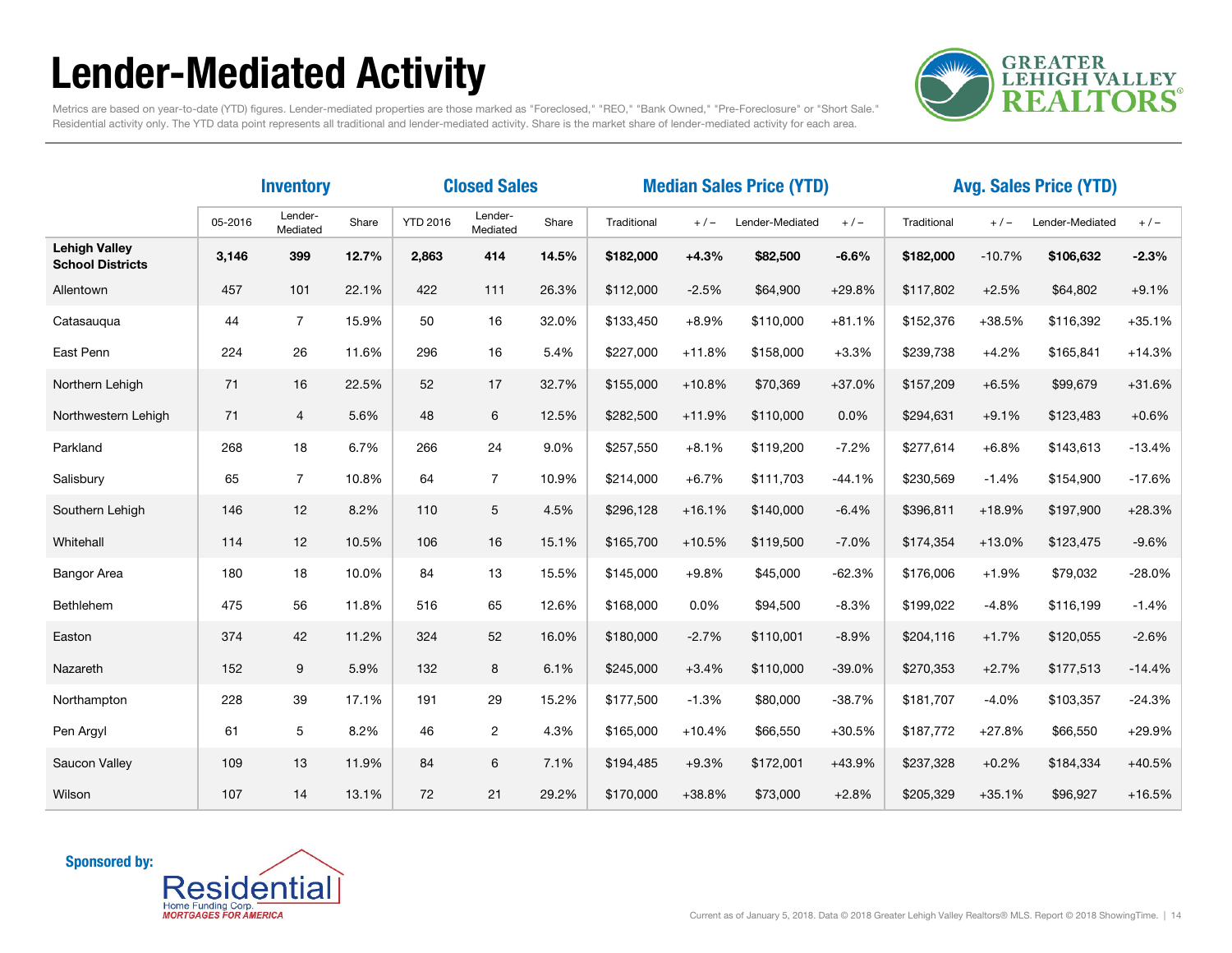# Lender-Mediated Activity

Metrics are based on year-to-date (YTD) figures. Lender-mediated properties are those marked as "Foreclosed," "REO," "Bank Owned," "Pre-Foreclosure" or "Short Sale." Residential activity only. The YTD data point represents all traditional and lender-mediated activity. Share is the market share of lender-mediated activity for each area.

| | Inventory | | | Closed Sales | | | Median Sales Price (YTD) | | | | Avg. Sales Price (YTD) | | | |
|---|---|---|---|---|---|---|---|---|---|---|---|---|---|---|
| | 05-2016 | Lender-Mediated | Share | YTD 2016 | Lender-Mediated | Share | Traditional | + / – | Lender-Mediated | + / – | Traditional | + / – | Lender-Mediated | + / – |
| **Lehigh Valley School Districts** | **3,146** | **399** | **12.7%** | **2,863** | **414** | **14.5%** | **$182,000** | **+4.3%** | **$82,500** | **-6.6%** | **$182,000** | -10.7% | **$106,632** | **-2.3%** |
| Allentown | 457 | 101 | 22.1% | 422 | 111 | 26.3% | $112,000 | -2.5% | $64,900 | +29.8% | $117,802 | +2.5% | $64,802 | +9.1% |
| Catasauqua | 44 | 7 | 15.9% | 50 | 16 | 32.0% | $133,450 | +8.9% | $110,000 | +81.1% | $152,376 | +38.5% | $116,392 | +35.1% |
| East Penn | 224 | 26 | 11.6% | 296 | 16 | 5.4% | $227,000 | +11.8% | $158,000 | +3.3% | $239,738 | +4.2% | $165,841 | +14.3% |
| Northern Lehigh | 71 | 16 | 22.5% | 52 | 17 | 32.7% | $155,000 | +10.8% | $70,369 | +37.0% | $157,209 | +6.5% | $99,679 | +31.6% |
| Northwestern Lehigh | 71 | 4 | 5.6% | 48 | 6 | 12.5% | $282,500 | +11.9% | $110,000 | 0.0% | $294,631 | +9.1% | $123,483 | +0.6% |
| Parkland | 268 | 18 | 6.7% | 266 | 24 | 9.0% | $257,550 | +8.1% | $119,200 | -7.2% | $277,614 | +6.8% | $143,613 | -13.4% |
| Salisbury | 65 | 7 | 10.8% | 64 | 7 | 10.9% | $214,000 | +6.7% | $111,703 | -44.1% | $230,569 | -1.4% | $154,900 | -17.6% |
| Southern Lehigh | 146 | 12 | 8.2% | 110 | 5 | 4.5% | $296,128 | +16.1% | $140,000 | -6.4% | $396,811 | +18.9% | $197,900 | +28.3% |
| Whitehall | 114 | 12 | 10.5% | 106 | 16 | 15.1% | $165,700 | +10.5% | $119,500 | -7.0% | $174,354 | +13.0% | $123,475 | -9.6% |
| Bangor Area | 180 | 18 | 10.0% | 84 | 13 | 15.5% | $145,000 | +9.8% | $45,000 | -62.3% | $176,006 | +1.9% | $79,032 | -28.0% |
| Bethlehem | 475 | 56 | 11.8% | 516 | 65 | 12.6% | $168,000 | 0.0% | $94,500 | -8.3% | $199,022 | -4.8% | $116,199 | -1.4% |
| Easton | 374 | 42 | 11.2% | 324 | 52 | 16.0% | $180,000 | -2.7% | $110,001 | -8.9% | $204,116 | +1.7% | $120,055 | -2.6% |
| Nazareth | 152 | 9 | 5.9% | 132 | 8 | 6.1% | $245,000 | +3.4% | $110,000 | -39.0% | $270,353 | +2.7% | $177,513 | -14.4% |
| Northampton | 228 | 39 | 17.1% | 191 | 29 | 15.2% | $177,500 | -1.3% | $80,000 | -38.7% | $181,707 | -4.0% | $103,357 | -24.3% |
| Pen Argyl | 61 | 5 | 8.2% | 46 | 2 | 4.3% | $165,000 | +10.4% | $66,550 | +30.5% | $187,772 | +27.8% | $66,550 | +29.9% |
| Saucon Valley | 109 | 13 | 11.9% | 84 | 6 | 7.1% | $194,485 | +9.3% | $172,001 | +43.9% | $237,328 | +0.2% | $184,334 | +40.5% |
| Wilson | 107 | 14 | 13.1% | 72 | 21 | 29.2% | $170,000 | +38.8% | $73,000 | +2.8% | $205,329 | +35.1% | $96,927 | +16.5% |

**Sponsored by:** Residential Home Funding Corp. *MORTGAGES FOR AMERICA*

Current as of January 5, 2018. Data © 2018 Greater Lehigh Valley Realtors® MLS. Report © 2018 ShowingTime.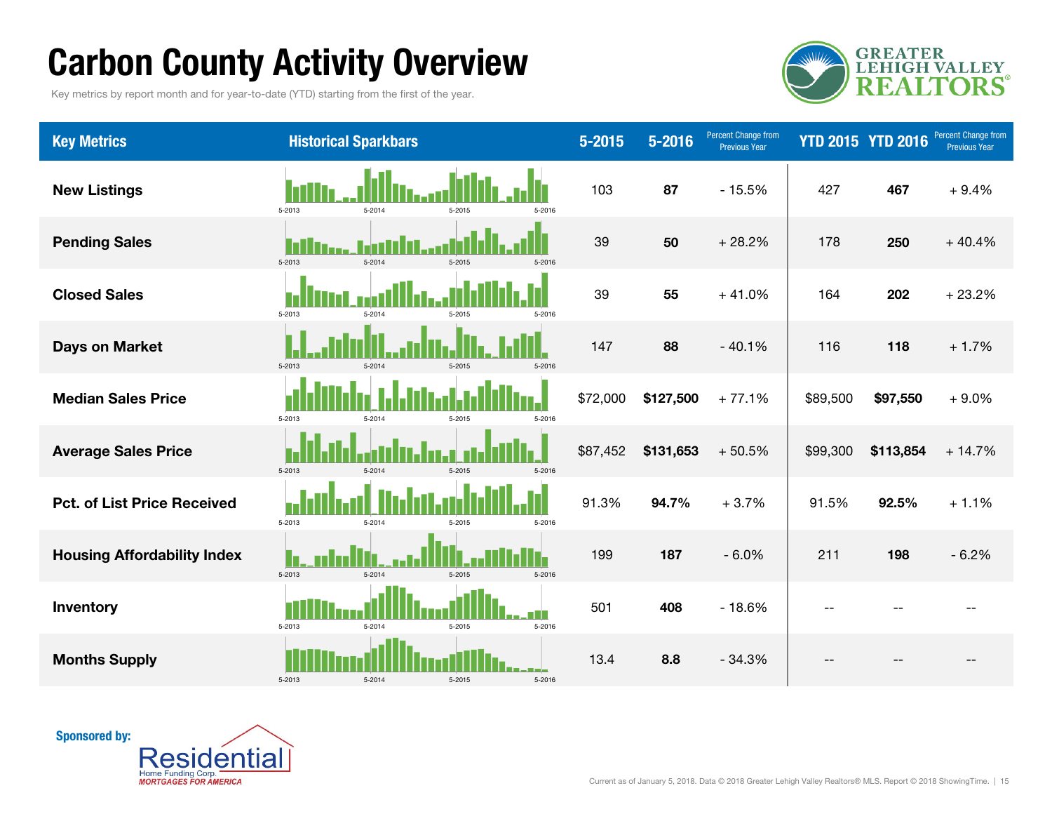# Carbon County Activity Overview

Key metrics by report month and for year-to-date (YTD) starting from the first of the year.

| Key Metrics | Historical Sparkbars | 5-2015 | 5-2016 | Percent Change from Previous Year | YTD 2015 | YTD 2016 | Percent Change from Previous Year |
|---|---|---|---|---|---|---|---|
| New Listings | 5-2013 5-2014 5-2015 5-2016 | 103 | **87** | - 15.5% | 427 | **467** | + 9.4% |
| Pending Sales | 5-2013 5-2014 5-2015 5-2016 | 39 | **50** | + 28.2% | 178 | **250** | + 40.4% |
| Closed Sales | 5-2013 5-2014 5-2015 5-2016 | 39 | **55** | + 41.0% | 164 | **202** | + 23.2% |
| Days on Market | 5-2013 5-2014 5-2015 5-2016 | 147 | **88** | - 40.1% | 116 | **118** | + 1.7% |
| Median Sales Price | 5-2013 5-2014 5-2015 5-2016 | $72,000 | **$127,500** | + 77.1% | $89,500 | **$97,550** | + 9.0% |
| Average Sales Price | 5-2013 5-2014 5-2015 5-2016 | $87,452 | **$131,653** | + 50.5% | $99,300 | **$113,854** | + 14.7% |
| Pct. of List Price Received | 5-2013 5-2014 5-2015 5-2016 | 91.3% | **94.7%** | + 3.7% | 91.5% | **92.5%** | + 1.1% |
| Housing Affordability Index | 5-2013 5-2014 5-2015 5-2016 | 199 | **187** | - 6.0% | 211 | **198** | - 6.2% |
| Inventory | 5-2013 5-2014 5-2015 5-2016 | 501 | **408** | - 18.6% | -- | -- | -- |
| Months Supply | 5-2013 5-2014 5-2015 5-2016 | 13.4 | **8.8** | - 34.3% | -- | -- | -- |

**Sponsored by:**

Residential Home Funding Corp.
*MORTGAGES FOR AMERICA*

Current as of January 5, 2018. Data © 2018 Greater Lehigh Valley Realtors® MLS. Report © 2018 ShowingTime.